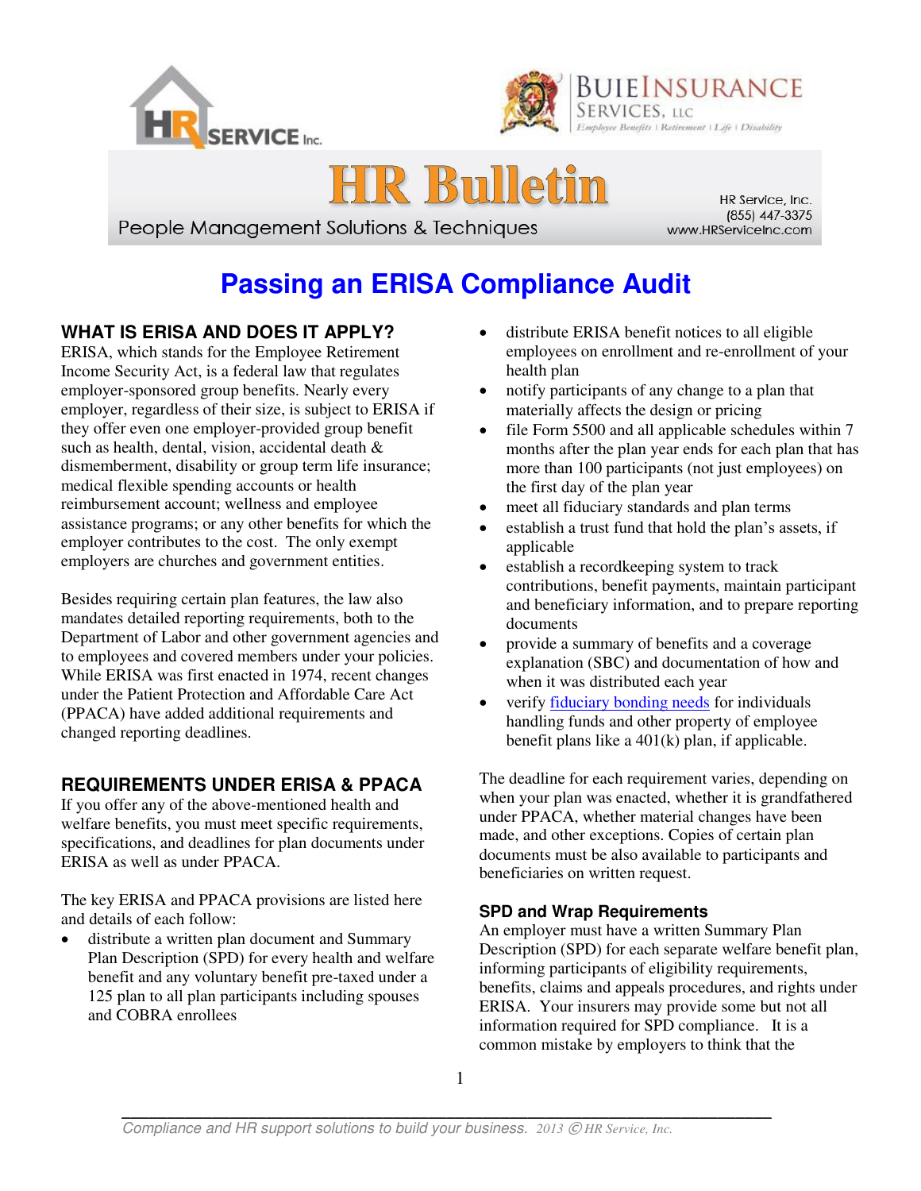# Passing an ERISA Compliance Audit

## WHAT IS ERISA AND DOES IT APPLY?

ERISA, which stands for the Employee Retirement Income Security Act, is a federal law that regulates employer-sponsored group benefits. Nearly every employer, regardless of their size, is subject to ERISA if they offer even one employer-provided group benefit such as health, dental, vision, accidental death & dismemberment, disability or group term life insurance; medical flexible spending accounts or health reimbursement account; wellness and employee assistance programs; or any other benefits for which the employer contributes to the cost. The only exempt employers are churches and government entities.

Besides requiring certain plan features, the law also mandates detailed reporting requirements, both to the Department of Labor and other government agencies and to employees and covered members under your policies. While ERISA was first enacted in 1974, recent changes under the Patient Protection and Affordable Care Act (PPACA) have added additional requirements and changed reporting deadlines.

## REQUIREMENTS UNDER ERISA & PPACA

If you offer any of the above-mentioned health and welfare benefits, you must meet specific requirements, specifications, and deadlines for plan documents under ERISA as well as under PPACA.

The key ERISA and PPACA provisions are listed here and details of each follow:

- distribute a written plan document and Summary Plan Description (SPD) for every health and welfare benefit and any voluntary benefit pre-taxed under a 125 plan to all plan participants including spouses and COBRA enrollees
- distribute ERISA benefit notices to all eligible employees on enrollment and re-enrollment of your health plan
- notify participants of any change to a plan that materially affects the design or pricing
- file Form 5500 and all applicable schedules within 7 months after the plan year ends for each plan that has more than 100 participants (not just employees) on the first day of the plan year
- meet all fiduciary standards and plan terms
- establish a trust fund that hold the plan's assets, if applicable
- establish a recordkeeping system to track contributions, benefit payments, maintain participant and beneficiary information, and to prepare reporting documents
- provide a summary of benefits and a coverage explanation (SBC) and documentation of how and when it was distributed each year
- verify fiduciary bonding needs for individuals handling funds and other property of employee benefit plans like a 401(k) plan, if applicable.

The deadline for each requirement varies, depending on when your plan was enacted, whether it is grandfathered under PPACA, whether material changes have been made, and other exceptions. Copies of certain plan documents must be also available to participants and beneficiaries on written request.

### SPD and Wrap Requirements

An employer must have a written Summary Plan Description (SPD) for each separate welfare benefit plan, informing participants of eligibility requirements, benefits, claims and appeals procedures, and rights under ERISA. Your insurers may provide some but not all information required for SPD compliance. It is a common mistake by employers to think that the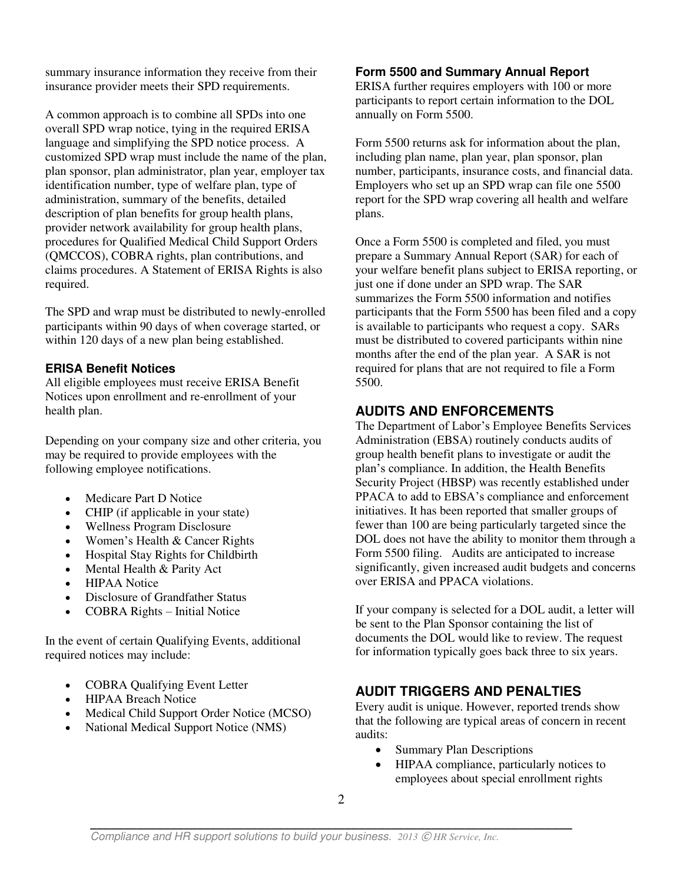summary insurance information they receive from their insurance provider meets their SPD requirements.

A common approach is to combine all SPDs into one overall SPD wrap notice, tying in the required ERISA language and simplifying the SPD notice process. A customized SPD wrap must include the name of the plan, plan sponsor, plan administrator, plan year, employer tax identification number, type of welfare plan, type of administration, summary of the benefits, detailed description of plan benefits for group health plans, provider network availability for group health plans, procedures for Qualified Medical Child Support Orders (QMCCOS), COBRA rights, plan contributions, and claims procedures. A Statement of ERISA Rights is also required.

The SPD and wrap must be distributed to newly-enrolled participants within 90 days of when coverage started, or within 120 days of a new plan being established.

### ERISA Benefit Notices

All eligible employees must receive ERISA Benefit Notices upon enrollment and re-enrollment of your health plan.

Depending on your company size and other criteria, you may be required to provide employees with the following employee notifications.

- Medicare Part D Notice
- CHIP (if applicable in your state)
- Wellness Program Disclosure
- Women's Health & Cancer Rights
- Hospital Stay Rights for Childbirth
- Mental Health & Parity Act
- HIPAA Notice
- Disclosure of Grandfather Status
- COBRA Rights – Initial Notice

In the event of certain Qualifying Events, additional required notices may include:

- COBRA Qualifying Event Letter
- HIPAA Breach Notice
- Medical Child Support Order Notice (MCSO)
- National Medical Support Notice (NMS)

### Form 5500 and Summary Annual Report

ERISA further requires employers with 100 or more participants to report certain information to the DOL annually on Form 5500.

Form 5500 returns ask for information about the plan, including plan name, plan year, plan sponsor, plan number, participants, insurance costs, and financial data. Employers who set up an SPD wrap can file one 5500 report for the SPD wrap covering all health and welfare plans.

Once a Form 5500 is completed and filed, you must prepare a Summary Annual Report (SAR) for each of your welfare benefit plans subject to ERISA reporting, or just one if done under an SPD wrap. The SAR summarizes the Form 5500 information and notifies participants that the Form 5500 has been filed and a copy is available to participants who request a copy. SARs must be distributed to covered participants within nine months after the end of the plan year. A SAR is not required for plans that are not required to file a Form 5500.

## AUDITS AND ENFORCEMENTS

The Department of Labor's Employee Benefits Services Administration (EBSA) routinely conducts audits of group health benefit plans to investigate or audit the plan's compliance. In addition, the Health Benefits Security Project (HBSP) was recently established under PPACA to add to EBSA's compliance and enforcement initiatives. It has been reported that smaller groups of fewer than 100 are being particularly targeted since the DOL does not have the ability to monitor them through a Form 5500 filing. Audits are anticipated to increase significantly, given increased audit budgets and concerns over ERISA and PPACA violations.

If your company is selected for a DOL audit, a letter will be sent to the Plan Sponsor containing the list of documents the DOL would like to review. The request for information typically goes back three to six years.

## AUDIT TRIGGERS AND PENALTIES

Every audit is unique. However, reported trends show that the following are typical areas of concern in recent audits:

- Summary Plan Descriptions
- HIPAA compliance, particularly notices to employees about special enrollment rights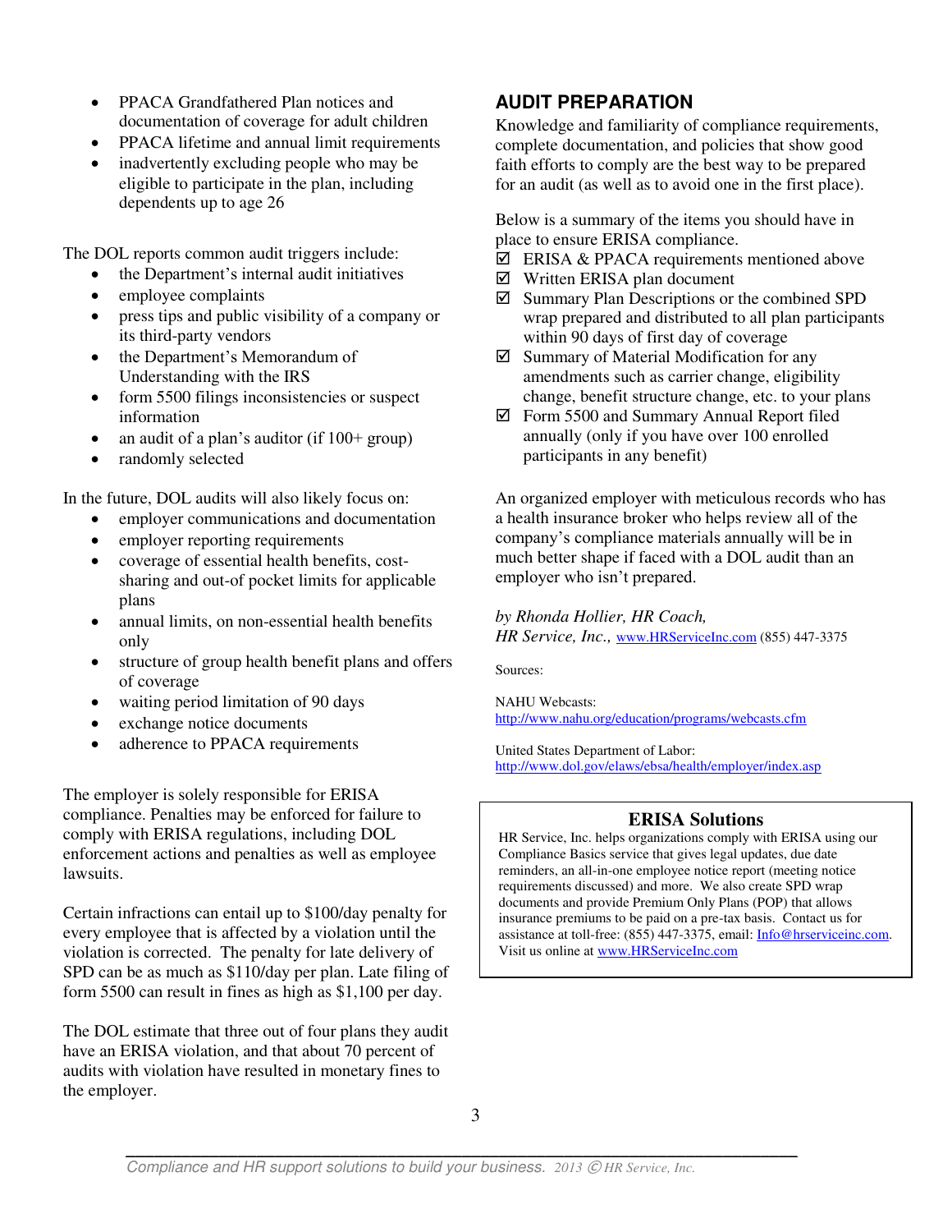- PPACA Grandfathered Plan notices and documentation of coverage for adult children
- PPACA lifetime and annual limit requirements
- inadvertently excluding people who may be eligible to participate in the plan, including dependents up to age 26

The DOL reports common audit triggers include:

- the Department's internal audit initiatives
- employee complaints
- press tips and public visibility of a company or its third-party vendors
- the Department's Memorandum of Understanding with the IRS
- form 5500 filings inconsistencies or suspect information
- an audit of a plan's auditor (if 100+ group)
- randomly selected

In the future, DOL audits will also likely focus on:

- employer communications and documentation
- employer reporting requirements
- coverage of essential health benefits, cost-sharing and out-of pocket limits for applicable plans
- annual limits, on non-essential health benefits only
- structure of group health benefit plans and offers of coverage
- waiting period limitation of 90 days
- exchange notice documents
- adherence to PPACA requirements

The employer is solely responsible for ERISA compliance. Penalties may be enforced for failure to comply with ERISA regulations, including DOL enforcement actions and penalties as well as employee lawsuits.

Certain infractions can entail up to $100/day penalty for every employee that is affected by a violation until the violation is corrected. The penalty for late delivery of SPD can be as much as $110/day per plan. Late filing of form 5500 can result in fines as high as $1,100 per day.

The DOL estimate that three out of four plans they audit have an ERISA violation, and that about 70 percent of audits with violation have resulted in monetary fines to the employer.

## AUDIT PREPARATION

Knowledge and familiarity of compliance requirements, complete documentation, and policies that show good faith efforts to comply are the best way to be prepared for an audit (as well as to avoid one in the first place).

Below is a summary of the items you should have in place to ensure ERISA compliance.

- ☑ ERISA & PPACA requirements mentioned above
- ☑ Written ERISA plan document
- ☑ Summary Plan Descriptions or the combined SPD wrap prepared and distributed to all plan participants within 90 days of first day of coverage
- ☑ Summary of Material Modification for any amendments such as carrier change, eligibility change, benefit structure change, etc. to your plans
- ☑ Form 5500 and Summary Annual Report filed annually (only if you have over 100 enrolled participants in any benefit)

An organized employer with meticulous records who has a health insurance broker who helps review all of the company's compliance materials annually will be in much better shape if faced with a DOL audit than an employer who isn't prepared.

*by Rhonda Hollier, HR Coach,*
*HR Service, Inc.,* www.HRServiceInc.com (855) 447-3375

Sources:

NAHU Webcasts:
http://www.nahu.org/education/programs/webcasts.cfm

United States Department of Labor:
http://www.dol.gov/elaws/ebsa/health/employer/index.asp

**ERISA Solutions**

HR Service, Inc. helps organizations comply with ERISA using our Compliance Basics service that gives legal updates, due date reminders, an all-in-one employee notice report (meeting notice requirements discussed) and more. We also create SPD wrap documents and provide Premium Only Plans (POP) that allows insurance premiums to be paid on a pre-tax basis. Contact us for assistance at toll-free: (855) 447-3375, email: Info@hrserviceinc.com. Visit us online at www.HRServiceInc.com